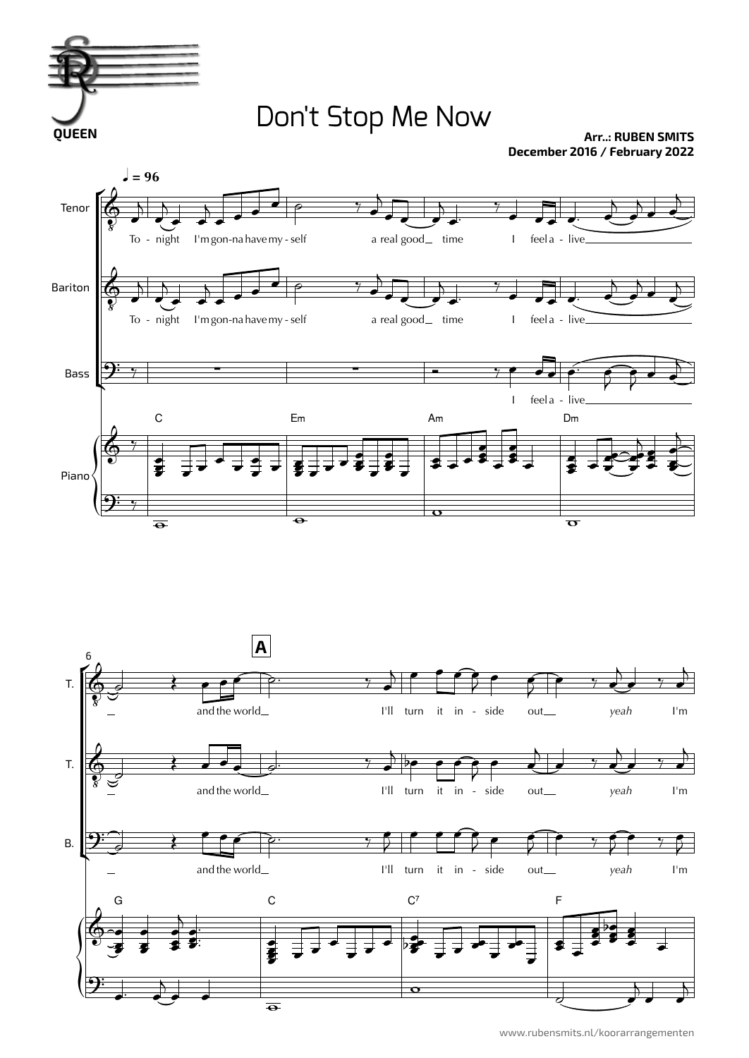QUEEN

# Don't Stop Me Now

**Arr..: RUBEN SMITS**
**December 2016 / February 2022**

♩ = 96

Tenor / Bariton: To - night I'm gon-na have my - self a real good time I feel a - live

Bass: I feel a - live

Piano: C, Em, Am, Dm

6

**A**

T.: and the world I'll turn it in - side out *yeah* I'm

T.: and the world I'll turn it in - side out *yeah* I'm

B.: and the world I'll turn it in - side out *yeah* I'm

Piano: G, C, C7, F

www.rubensmits.nl/koorarrangementen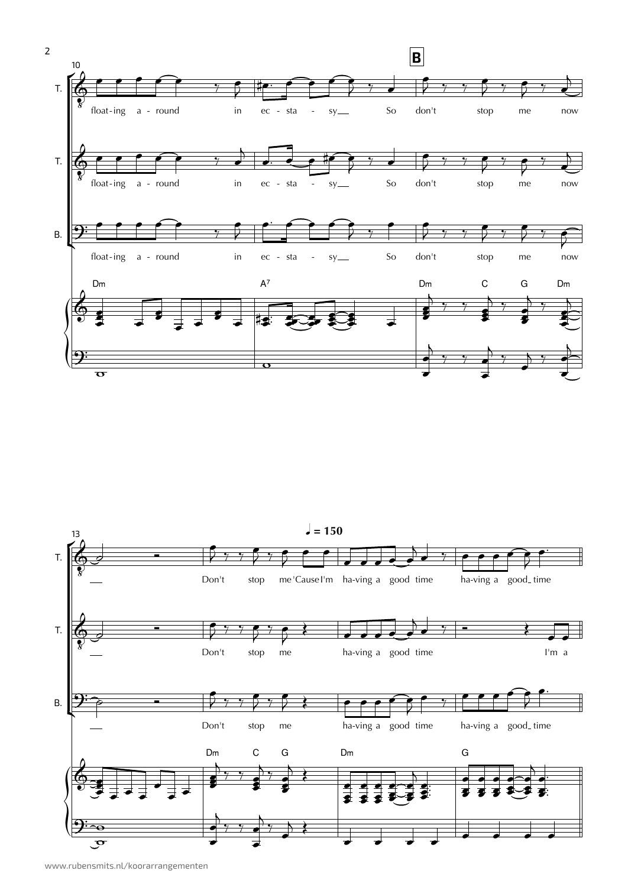**B**

T.: float-ing a-round in ec-sta-sy So don't stop me now

T.: float-ing a-round in ec-sta-sy So don't stop me now

B.: float-ing a-round in ec-sta-sy So don't stop me now

Dm | A7 | Dm C G Dm

♩ = 150

T.: Don't stop me 'Cause I'm ha-ving a good time ha-ving a good time

T.: Don't stop me ha-ving a good time I'm a

B.: Don't stop me ha-ving a good time ha-ving a good time

Dm C G | Dm | G

www.rubensmits.nl/koorarrangementen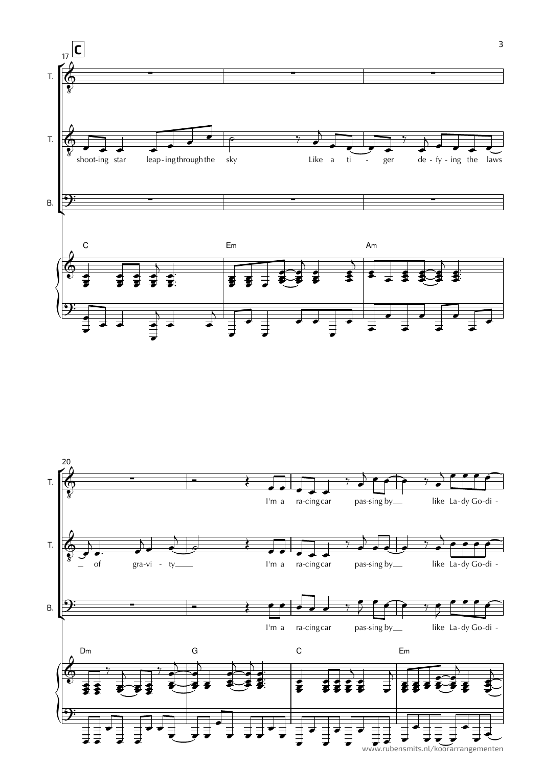**C**

17

T.

T.

shoot-ing star leap-ing through the sky Like a ti - ger de - fy - ing the laws

B.

C Em Am

20

T.

I'm a ra-cing car pas-sing by like La-dy Go-di -

T.

of gra-vi - ty I'm a ra-cing car pas-sing by like La-dy Go-di -

B.

I'm a ra-cing car pas-sing by like La-dy Go-di -

Dm G C Em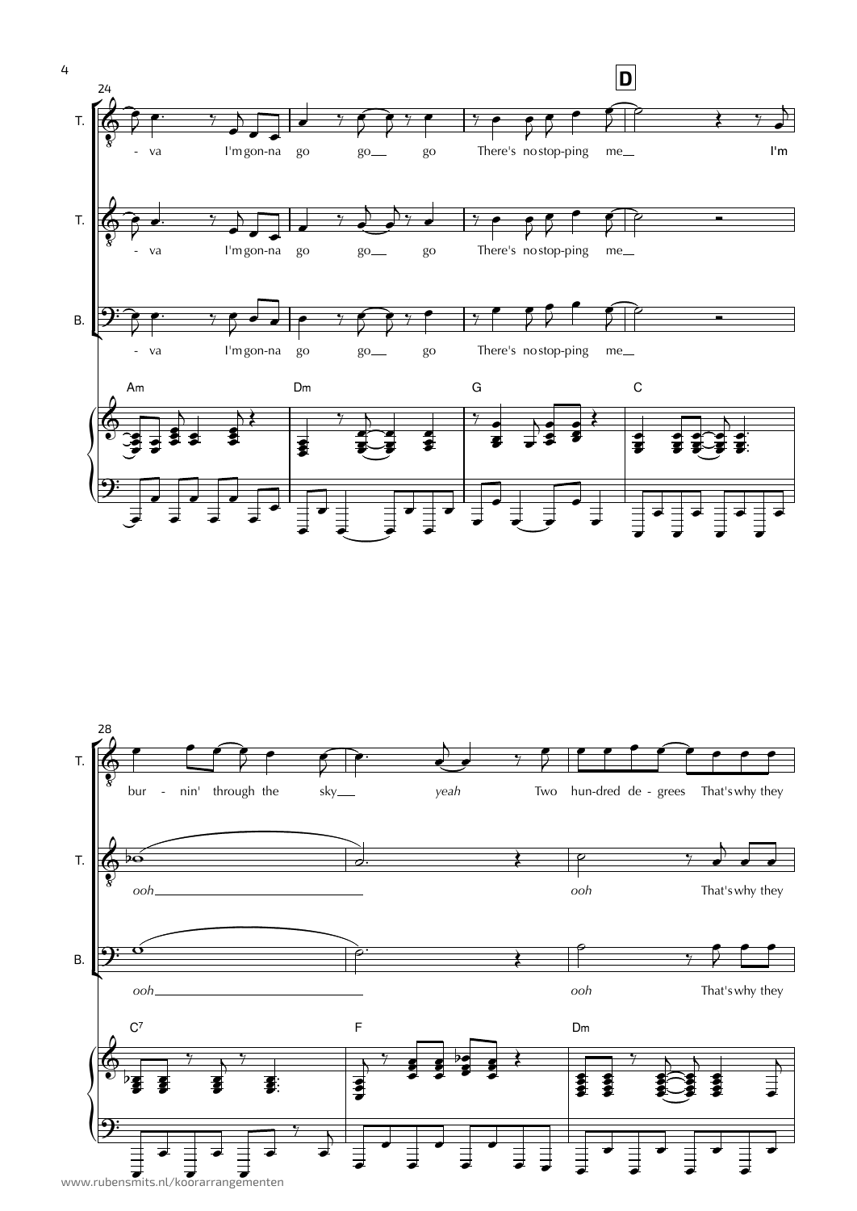**D**

T.

- va I'm gon-na go go go There's no stop-ping me I'm

T.

- va I'm gon-na go go go There's no stop-ping me

B.

- va I'm gon-na go go go There's no stop-ping me

Am Dm G C

T.

bur - nin' through the sky *yeah* Two hun-dred de - grees That's why they

T.

*ooh* *ooh* That's why they

B.

*ooh* *ooh* That's why they

C7 F Dm

www.rubensmits.nl/koorarrangementen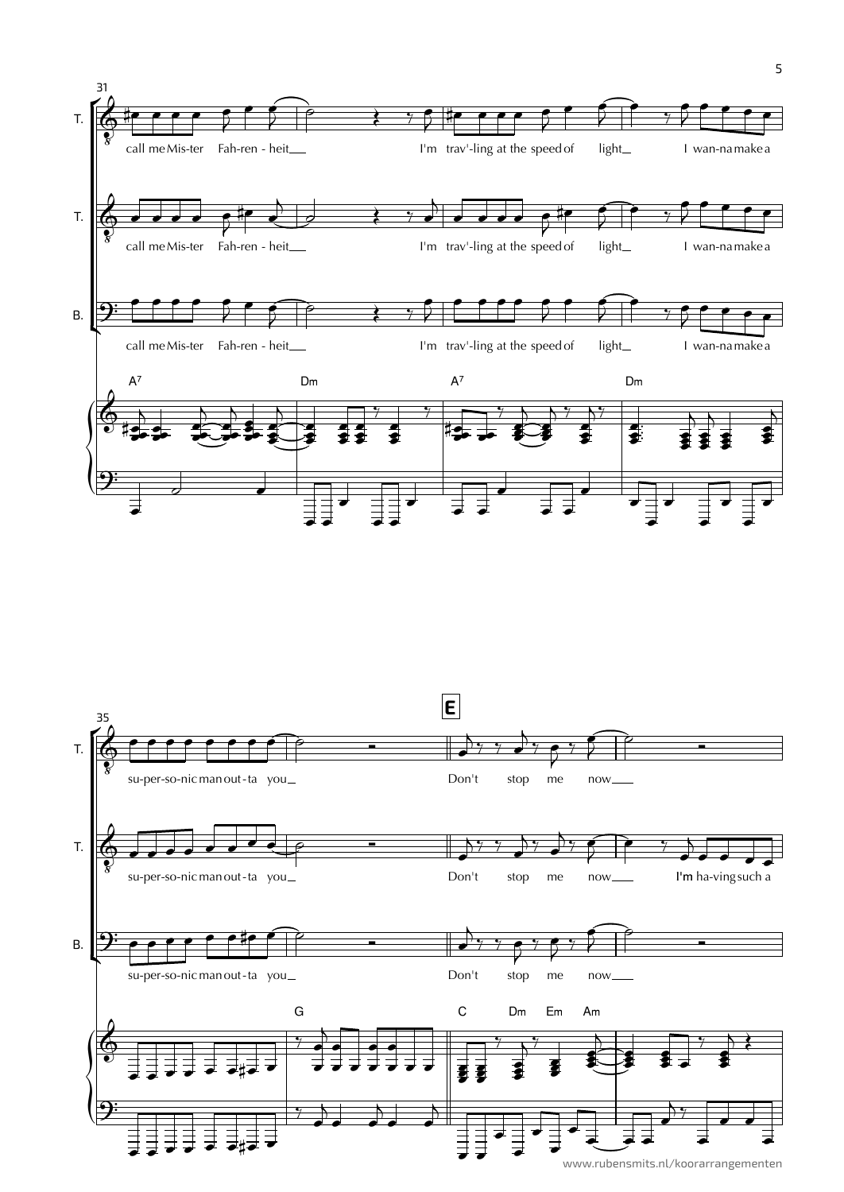31

T. call me Mis-ter Fah-ren - heit I'm trav'-ling at the speed of light I wan-na make a

T. call me Mis-ter Fah-ren - heit I'm trav'-ling at the speed of light I wan-na make a

B. call me Mis-ter Fah-ren - heit I'm trav'-ling at the speed of light I wan-na make a

A7 Dm A7 Dm

35

E

T. su-per-so-nic man out-ta you Don't stop me now

T. su-per-so-nic man out-ta you Don't stop me now I'm ha-ving such a

B. su-per-so-nic man out-ta you Don't stop me now

G C Dm Em Am

www.rubensmits.nl/koorarrangementen